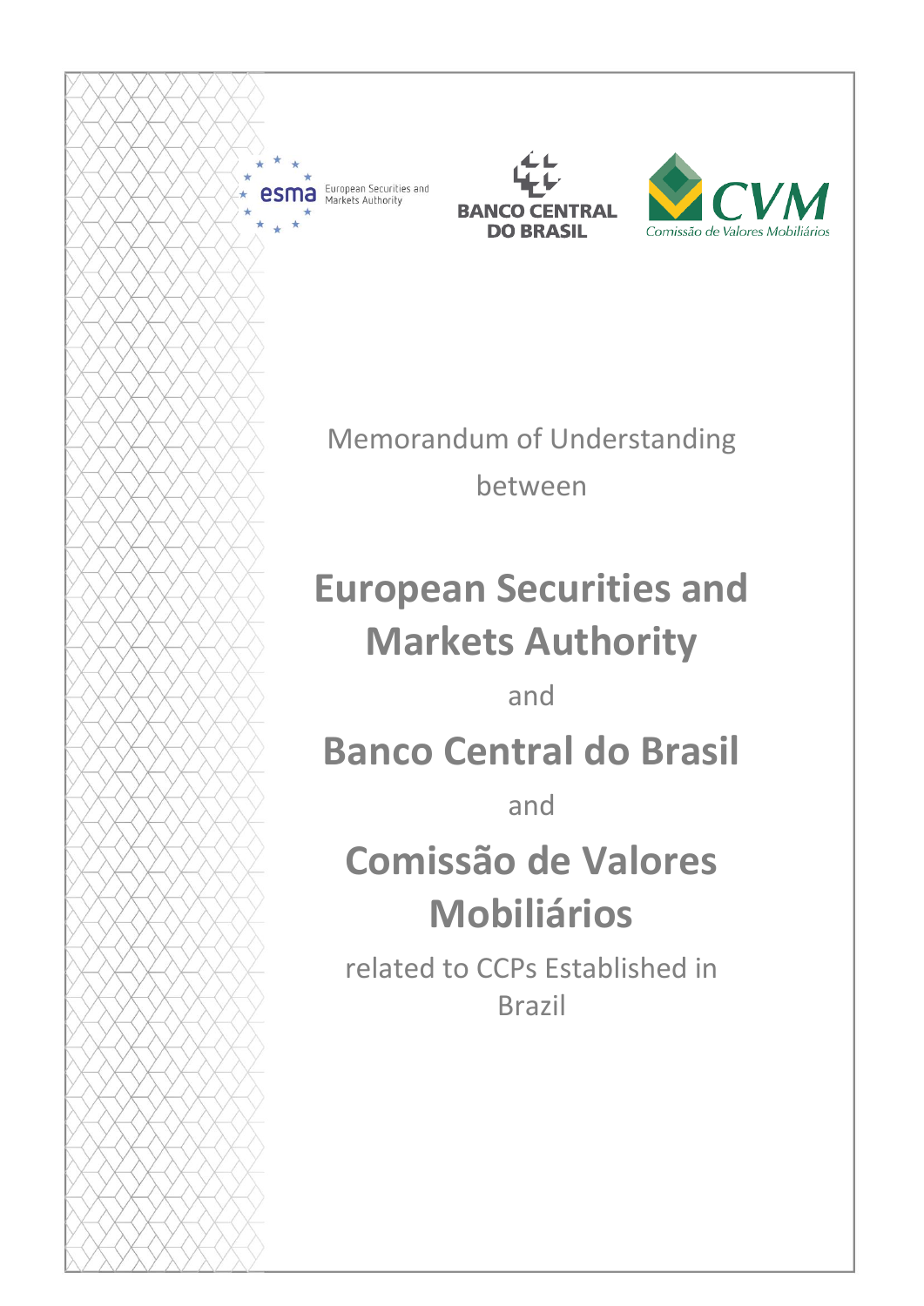European Securities and Markets Authority

BANCO CENTRAL DO BRASIL

CVM Comissão de Valores Mobiliários

Memorandum of Understanding

between

# European Securities and Markets Authority

and

# Banco Central do Brasil

and

# Comissão de Valores Mobiliários

related to CCPs Established in Brazil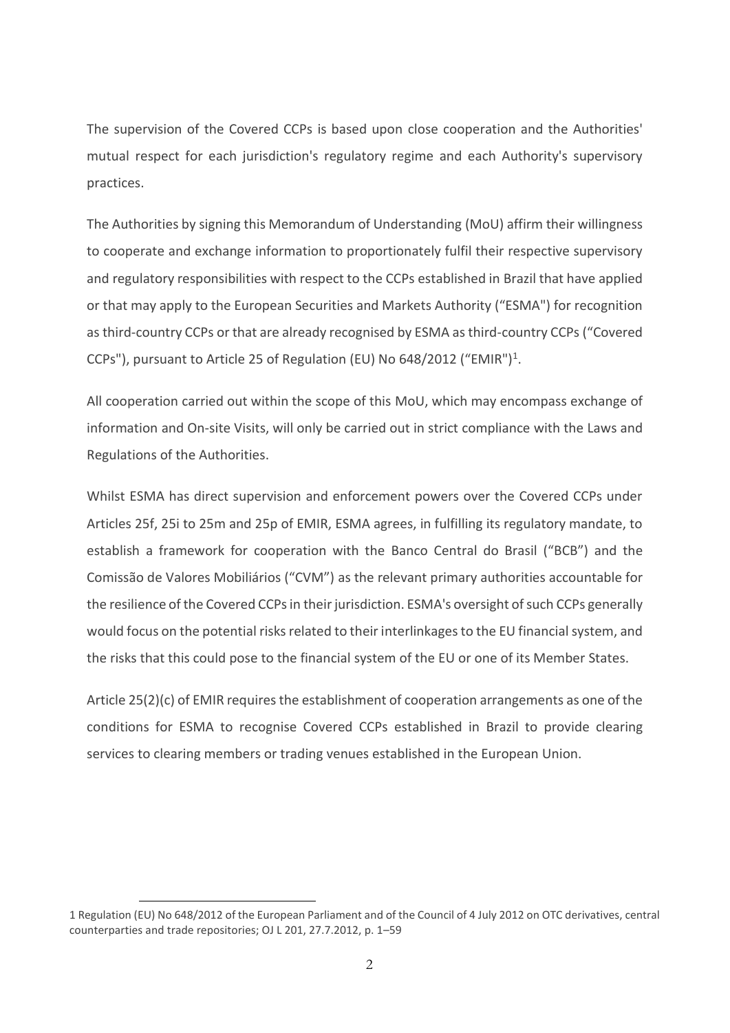The supervision of the Covered CCPs is based upon close cooperation and the Authorities' mutual respect for each jurisdiction's regulatory regime and each Authority's supervisory practices.

The Authorities by signing this Memorandum of Understanding (MoU) affirm their willingness to cooperate and exchange information to proportionately fulfil their respective supervisory and regulatory responsibilities with respect to the CCPs established in Brazil that have applied or that may apply to the European Securities and Markets Authority ("ESMA") for recognition as third-country CCPs or that are already recognised by ESMA as third-country CCPs ("Covered CCPs"), pursuant to Article 25 of Regulation (EU) No 648/2012 ("EMIR")[1].

All cooperation carried out within the scope of this MoU, which may encompass exchange of information and On-site Visits, will only be carried out in strict compliance with the Laws and Regulations of the Authorities.

Whilst ESMA has direct supervision and enforcement powers over the Covered CCPs under Articles 25f, 25i to 25m and 25p of EMIR, ESMA agrees, in fulfilling its regulatory mandate, to establish a framework for cooperation with the Banco Central do Brasil ("BCB") and the Comissão de Valores Mobiliários ("CVM") as the relevant primary authorities accountable for the resilience of the Covered CCPs in their jurisdiction. ESMA's oversight of such CCPs generally would focus on the potential risks related to their interlinkages to the EU financial system, and the risks that this could pose to the financial system of the EU or one of its Member States.

Article 25(2)(c) of EMIR requires the establishment of cooperation arrangements as one of the conditions for ESMA to recognise Covered CCPs established in Brazil to provide clearing services to clearing members or trading venues established in the European Union.

---

1 Regulation (EU) No 648/2012 of the European Parliament and of the Council of 4 July 2012 on OTC derivatives, central counterparties and trade repositories; OJ L 201, 27.7.2012, p. 1–59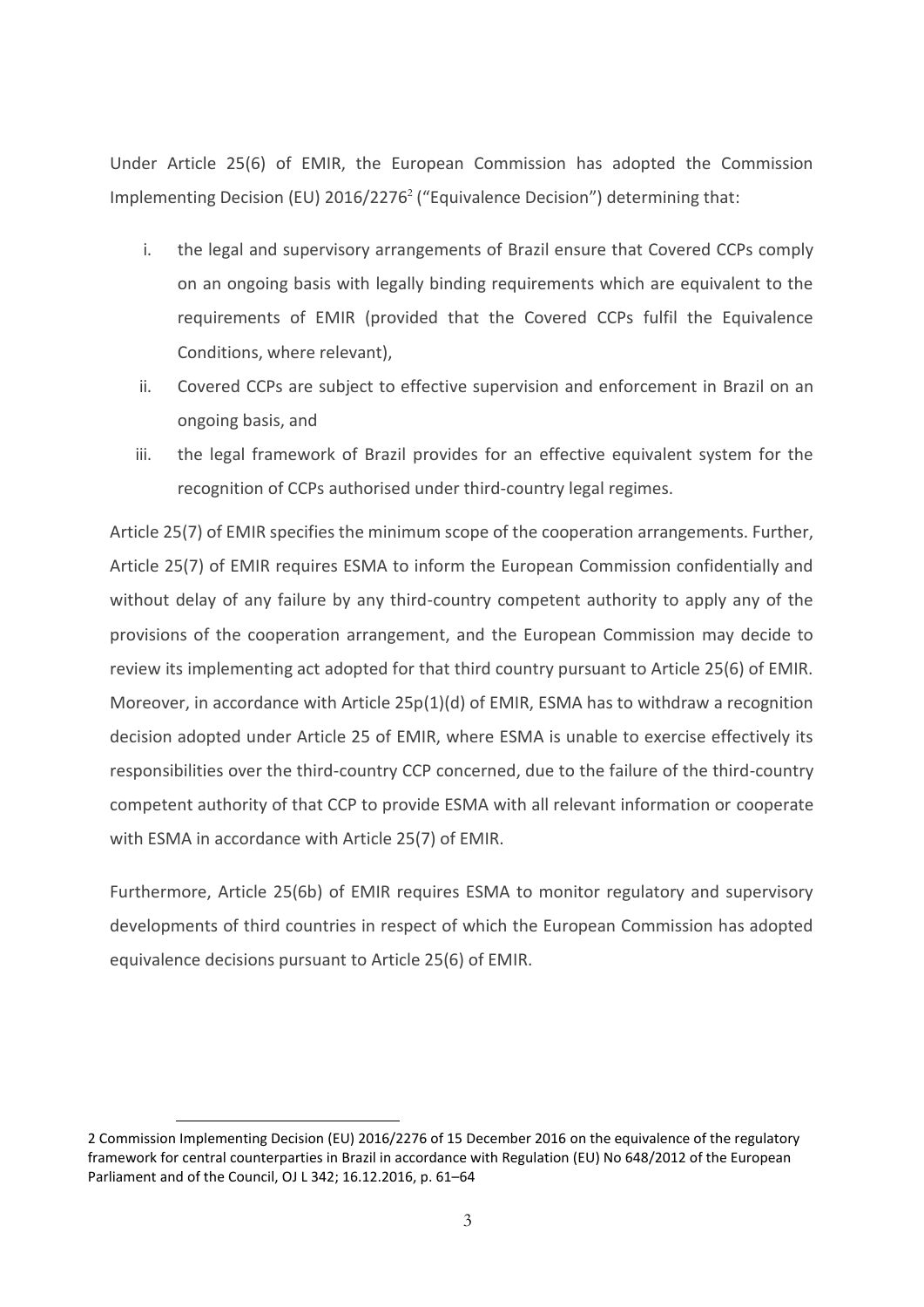Under Article 25(6) of EMIR, the European Commission has adopted the Commission Implementing Decision (EU) 2016/2276[2] ("Equivalence Decision") determining that:

i. the legal and supervisory arrangements of Brazil ensure that Covered CCPs comply on an ongoing basis with legally binding requirements which are equivalent to the requirements of EMIR (provided that the Covered CCPs fulfil the Equivalence Conditions, where relevant),

ii. Covered CCPs are subject to effective supervision and enforcement in Brazil on an ongoing basis, and

iii. the legal framework of Brazil provides for an effective equivalent system for the recognition of CCPs authorised under third-country legal regimes.

Article 25(7) of EMIR specifies the minimum scope of the cooperation arrangements. Further, Article 25(7) of EMIR requires ESMA to inform the European Commission confidentially and without delay of any failure by any third-country competent authority to apply any of the provisions of the cooperation arrangement, and the European Commission may decide to review its implementing act adopted for that third country pursuant to Article 25(6) of EMIR. Moreover, in accordance with Article 25p(1)(d) of EMIR, ESMA has to withdraw a recognition decision adopted under Article 25 of EMIR, where ESMA is unable to exercise effectively its responsibilities over the third-country CCP concerned, due to the failure of the third-country competent authority of that CCP to provide ESMA with all relevant information or cooperate with ESMA in accordance with Article 25(7) of EMIR.

Furthermore, Article 25(6b) of EMIR requires ESMA to monitor regulatory and supervisory developments of third countries in respect of which the European Commission has adopted equivalence decisions pursuant to Article 25(6) of EMIR.

---

2 Commission Implementing Decision (EU) 2016/2276 of 15 December 2016 on the equivalence of the regulatory framework for central counterparties in Brazil in accordance with Regulation (EU) No 648/2012 of the European Parliament and of the Council, OJ L 342; 16.12.2016, p. 61–64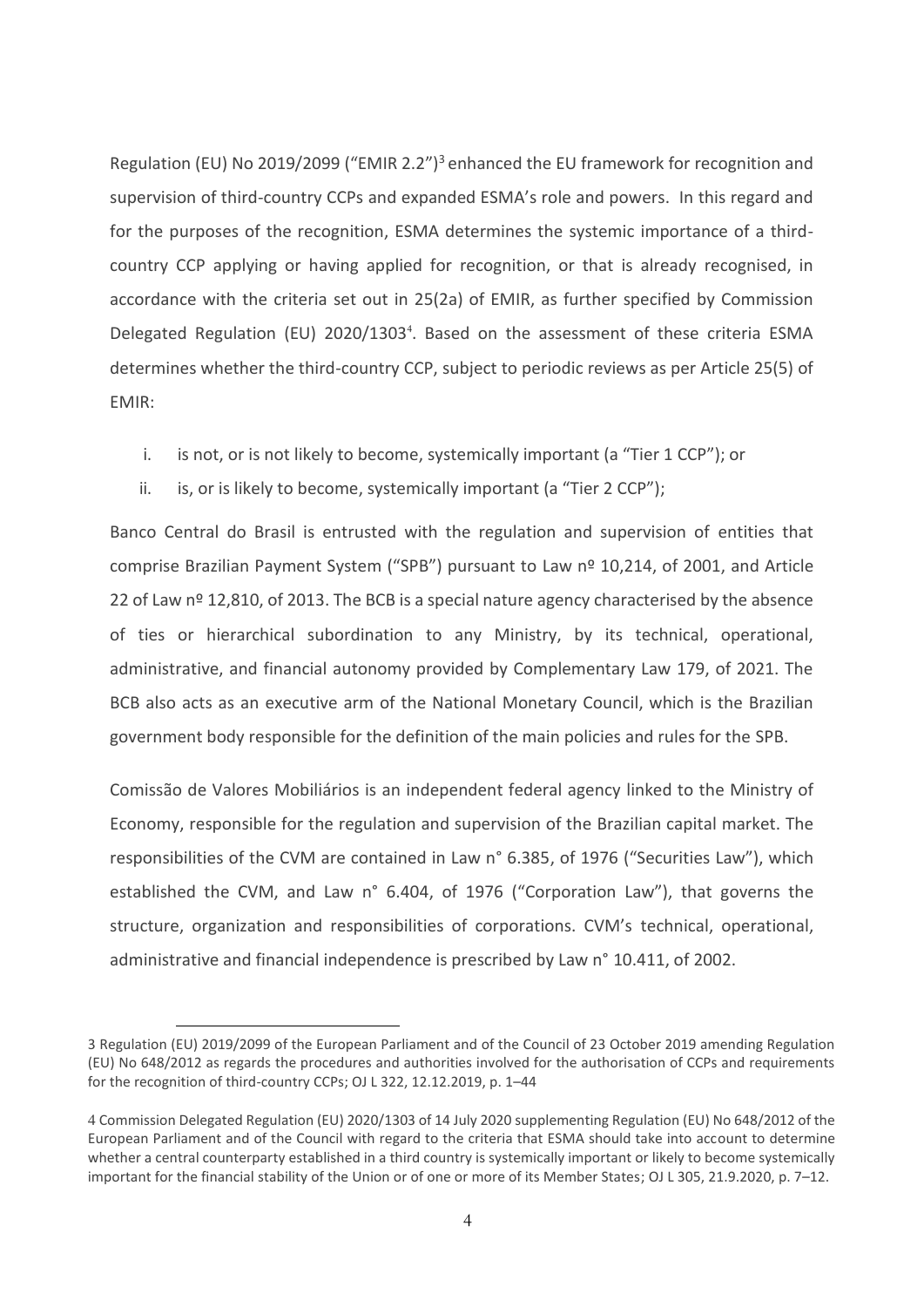Regulation (EU) No 2019/2099 (“EMIR 2.2”)[3] enhanced the EU framework for recognition and supervision of third-country CCPs and expanded ESMA’s role and powers. In this regard and for the purposes of the recognition, ESMA determines the systemic importance of a third-country CCP applying or having applied for recognition, or that is already recognised, in accordance with the criteria set out in 25(2a) of EMIR, as further specified by Commission Delegated Regulation (EU) 2020/1303[4]. Based on the assessment of these criteria ESMA determines whether the third-country CCP, subject to periodic reviews as per Article 25(5) of EMIR:

i. is not, or is not likely to become, systemically important (a “Tier 1 CCP”); or
ii. is, or is likely to become, systemically important (a “Tier 2 CCP”);

Banco Central do Brasil is entrusted with the regulation and supervision of entities that comprise Brazilian Payment System (“SPB”) pursuant to Law nº 10,214, of 2001, and Article 22 of Law nº 12,810, of 2013. The BCB is a special nature agency characterised by the absence of ties or hierarchical subordination to any Ministry, by its technical, operational, administrative, and financial autonomy provided by Complementary Law 179, of 2021. The BCB also acts as an executive arm of the National Monetary Council, which is the Brazilian government body responsible for the definition of the main policies and rules for the SPB.

Comissão de Valores Mobiliários is an independent federal agency linked to the Ministry of Economy, responsible for the regulation and supervision of the Brazilian capital market. The responsibilities of the CVM are contained in Law n° 6.385, of 1976 (“Securities Law”), which established the CVM, and Law n° 6.404, of 1976 (“Corporation Law”), that governs the structure, organization and responsibilities of corporations. CVM’s technical, operational, administrative and financial independence is prescribed by Law n° 10.411, of 2002.

---

3 Regulation (EU) 2019/2099 of the European Parliament and of the Council of 23 October 2019 amending Regulation (EU) No 648/2012 as regards the procedures and authorities involved for the authorisation of CCPs and requirements for the recognition of third-country CCPs; OJ L 322, 12.12.2019, p. 1–44

4 Commission Delegated Regulation (EU) 2020/1303 of 14 July 2020 supplementing Regulation (EU) No 648/2012 of the European Parliament and of the Council with regard to the criteria that ESMA should take into account to determine whether a central counterparty established in a third country is systemically important or likely to become systemically important for the financial stability of the Union or of one or more of its Member States; OJ L 305, 21.9.2020, p. 7–12.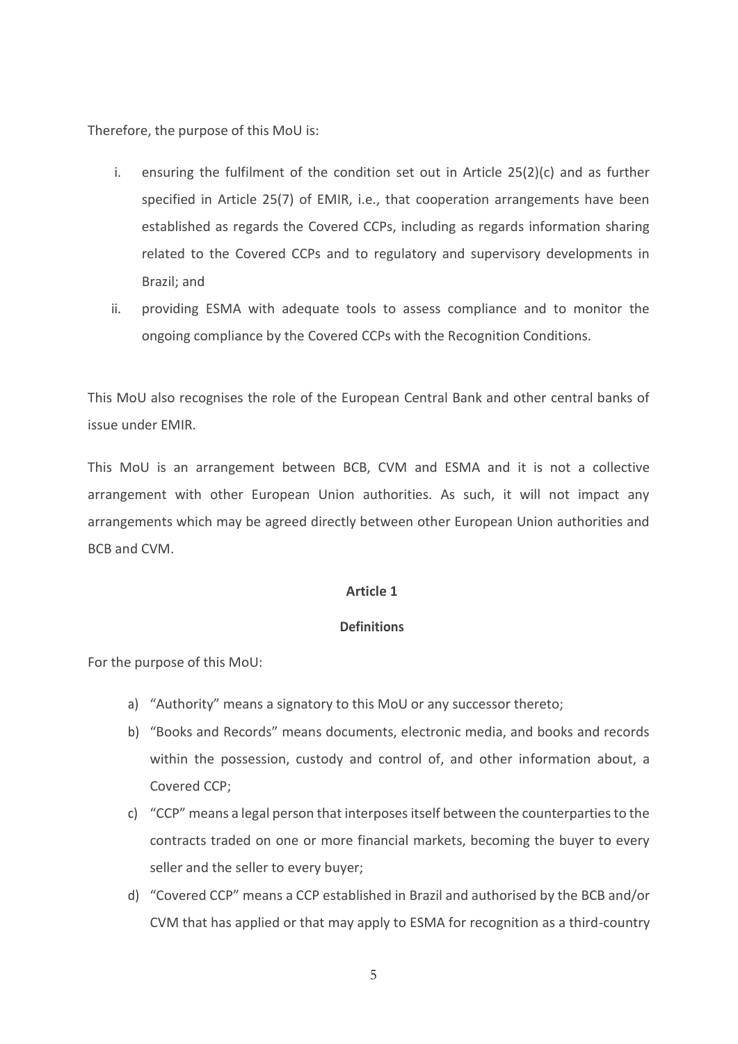Therefore, the purpose of this MoU is:

i. ensuring the fulfilment of the condition set out in Article 25(2)(c) and as further specified in Article 25(7) of EMIR, i.e., that cooperation arrangements have been established as regards the Covered CCPs, including as regards information sharing related to the Covered CCPs and to regulatory and supervisory developments in Brazil; and
ii. providing ESMA with adequate tools to assess compliance and to monitor the ongoing compliance by the Covered CCPs with the Recognition Conditions.

This MoU also recognises the role of the European Central Bank and other central banks of issue under EMIR.

This MoU is an arrangement between BCB, CVM and ESMA and it is not a collective arrangement with other European Union authorities. As such, it will not impact any arrangements which may be agreed directly between other European Union authorities and BCB and CVM.

**Article 1**

**Definitions**

For the purpose of this MoU:

a) "Authority" means a signatory to this MoU or any successor thereto;
b) "Books and Records" means documents, electronic media, and books and records within the possession, custody and control of, and other information about, a Covered CCP;
c) "CCP" means a legal person that interposes itself between the counterparties to the contracts traded on one or more financial markets, becoming the buyer to every seller and the seller to every buyer;
d) "Covered CCP" means a CCP established in Brazil and authorised by the BCB and/or CVM that has applied or that may apply to ESMA for recognition as a third-country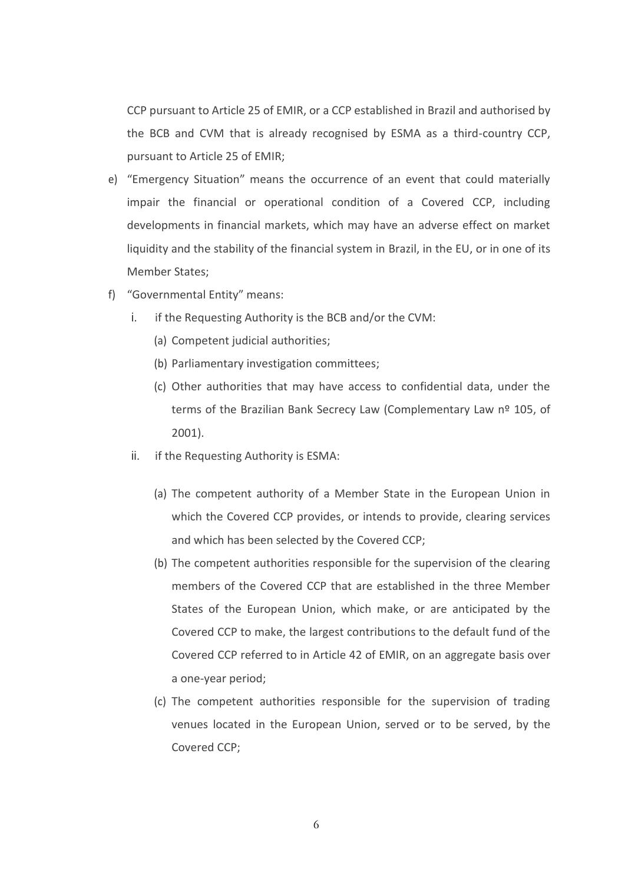CCP pursuant to Article 25 of EMIR, or a CCP established in Brazil and authorised by the BCB and CVM that is already recognised by ESMA as a third-country CCP, pursuant to Article 25 of EMIR;

e) "Emergency Situation" means the occurrence of an event that could materially impair the financial or operational condition of a Covered CCP, including developments in financial markets, which may have an adverse effect on market liquidity and the stability of the financial system in Brazil, in the EU, or in one of its Member States;

f) "Governmental Entity" means:

   i. if the Requesting Authority is the BCB and/or the CVM:

      (a) Competent judicial authorities;

      (b) Parliamentary investigation committees;

      (c) Other authorities that may have access to confidential data, under the terms of the Brazilian Bank Secrecy Law (Complementary Law nº 105, of 2001).

   ii. if the Requesting Authority is ESMA:

      (a) The competent authority of a Member State in the European Union in which the Covered CCP provides, or intends to provide, clearing services and which has been selected by the Covered CCP;

      (b) The competent authorities responsible for the supervision of the clearing members of the Covered CCP that are established in the three Member States of the European Union, which make, or are anticipated by the Covered CCP to make, the largest contributions to the default fund of the Covered CCP referred to in Article 42 of EMIR, on an aggregate basis over a one-year period;

      (c) The competent authorities responsible for the supervision of trading venues located in the European Union, served or to be served, by the Covered CCP;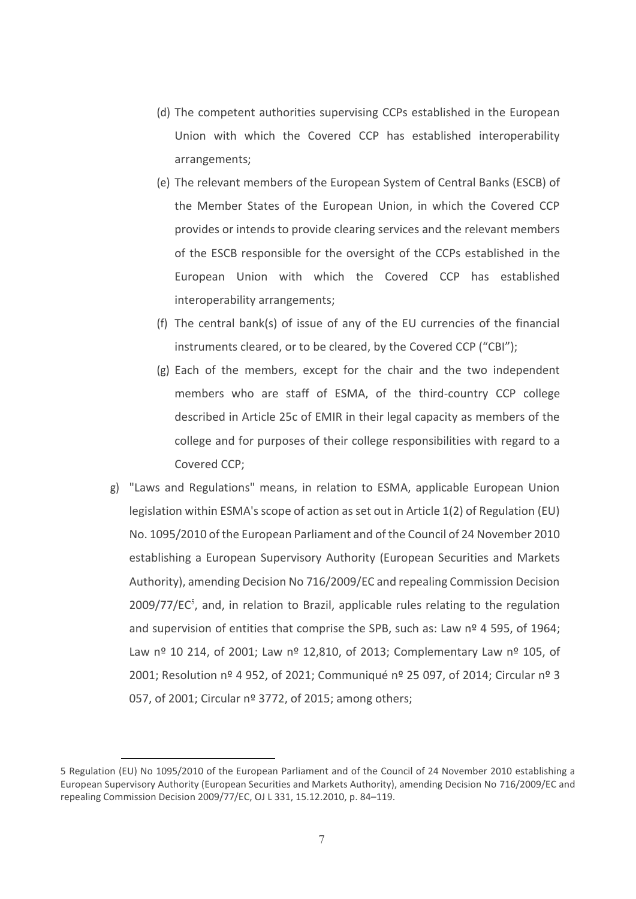(d) The competent authorities supervising CCPs established in the European Union with which the Covered CCP has established interoperability arrangements;

(e) The relevant members of the European System of Central Banks (ESCB) of the Member States of the European Union, in which the Covered CCP provides or intends to provide clearing services and the relevant members of the ESCB responsible for the oversight of the CCPs established in the European Union with which the Covered CCP has established interoperability arrangements;

(f) The central bank(s) of issue of any of the EU currencies of the financial instruments cleared, or to be cleared, by the Covered CCP ("CBI");

(g) Each of the members, except for the chair and the two independent members who are staff of ESMA, of the third-country CCP college described in Article 25c of EMIR in their legal capacity as members of the college and for purposes of their college responsibilities with regard to a Covered CCP;

g) "Laws and Regulations" means, in relation to ESMA, applicable European Union legislation within ESMA's scope of action as set out in Article 1(2) of Regulation (EU) No. 1095/2010 of the European Parliament and of the Council of 24 November 2010 establishing a European Supervisory Authority (European Securities and Markets Authority), amending Decision No 716/2009/EC and repealing Commission Decision 2009/77/EC[5], and, in relation to Brazil, applicable rules relating to the regulation and supervision of entities that comprise the SPB, such as: Law nº 4 595, of 1964; Law nº 10 214, of 2001; Law nº 12,810, of 2013; Complementary Law nº 105, of 2001; Resolution nº 4 952, of 2021; Communiqué nº 25 097, of 2014; Circular nº 3 057, of 2001; Circular nº 3772, of 2015; among others;

5 Regulation (EU) No 1095/2010 of the European Parliament and of the Council of 24 November 2010 establishing a European Supervisory Authority (European Securities and Markets Authority), amending Decision No 716/2009/EC and repealing Commission Decision 2009/77/EC, OJ L 331, 15.12.2010, p. 84–119.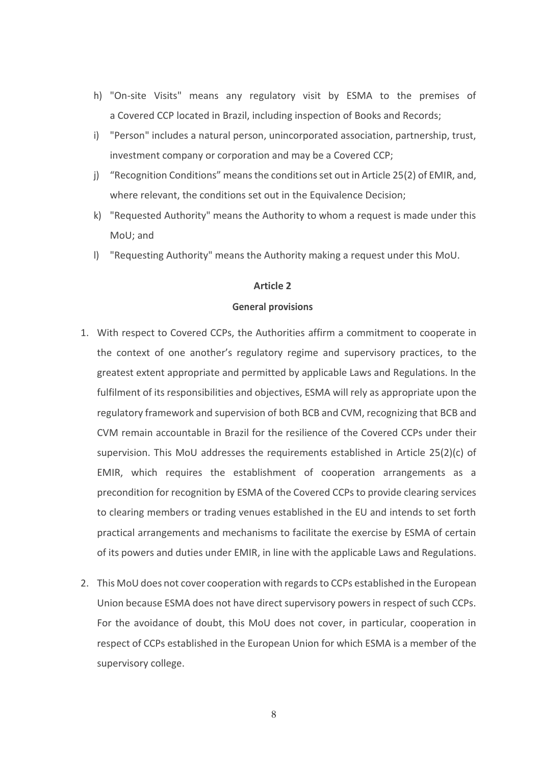h) "On-site Visits" means any regulatory visit by ESMA to the premises of a Covered CCP located in Brazil, including inspection of Books and Records;

i) "Person" includes a natural person, unincorporated association, partnership, trust, investment company or corporation and may be a Covered CCP;

j) "Recognition Conditions" means the conditions set out in Article 25(2) of EMIR, and, where relevant, the conditions set out in the Equivalence Decision;

k) "Requested Authority" means the Authority to whom a request is made under this MoU; and

l) "Requesting Authority" means the Authority making a request under this MoU.

## Article 2

### General provisions

1. With respect to Covered CCPs, the Authorities affirm a commitment to cooperate in the context of one another's regulatory regime and supervisory practices, to the greatest extent appropriate and permitted by applicable Laws and Regulations. In the fulfilment of its responsibilities and objectives, ESMA will rely as appropriate upon the regulatory framework and supervision of both BCB and CVM, recognizing that BCB and CVM remain accountable in Brazil for the resilience of the Covered CCPs under their supervision. This MoU addresses the requirements established in Article 25(2)(c) of EMIR, which requires the establishment of cooperation arrangements as a precondition for recognition by ESMA of the Covered CCPs to provide clearing services to clearing members or trading venues established in the EU and intends to set forth practical arrangements and mechanisms to facilitate the exercise by ESMA of certain of its powers and duties under EMIR, in line with the applicable Laws and Regulations.

2. This MoU does not cover cooperation with regards to CCPs established in the European Union because ESMA does not have direct supervisory powers in respect of such CCPs. For the avoidance of doubt, this MoU does not cover, in particular, cooperation in respect of CCPs established in the European Union for which ESMA is a member of the supervisory college.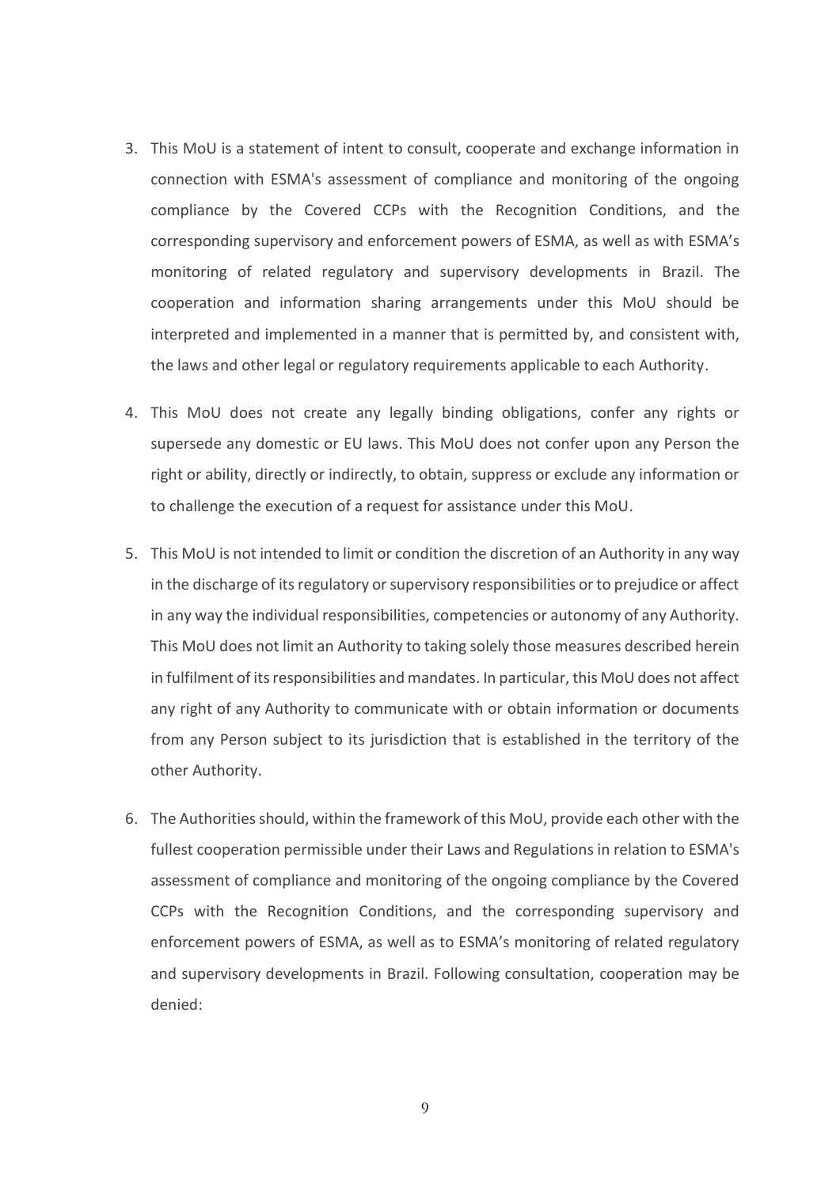3. This MoU is a statement of intent to consult, cooperate and exchange information in connection with ESMA's assessment of compliance and monitoring of the ongoing compliance by the Covered CCPs with the Recognition Conditions, and the corresponding supervisory and enforcement powers of ESMA, as well as with ESMA's monitoring of related regulatory and supervisory developments in Brazil. The cooperation and information sharing arrangements under this MoU should be interpreted and implemented in a manner that is permitted by, and consistent with, the laws and other legal or regulatory requirements applicable to each Authority.

4. This MoU does not create any legally binding obligations, confer any rights or supersede any domestic or EU laws. This MoU does not confer upon any Person the right or ability, directly or indirectly, to obtain, suppress or exclude any information or to challenge the execution of a request for assistance under this MoU.

5. This MoU is not intended to limit or condition the discretion of an Authority in any way in the discharge of its regulatory or supervisory responsibilities or to prejudice or affect in any way the individual responsibilities, competencies or autonomy of any Authority. This MoU does not limit an Authority to taking solely those measures described herein in fulfilment of its responsibilities and mandates. In particular, this MoU does not affect any right of any Authority to communicate with or obtain information or documents from any Person subject to its jurisdiction that is established in the territory of the other Authority.

6. The Authorities should, within the framework of this MoU, provide each other with the fullest cooperation permissible under their Laws and Regulations in relation to ESMA's assessment of compliance and monitoring of the ongoing compliance by the Covered CCPs with the Recognition Conditions, and the corresponding supervisory and enforcement powers of ESMA, as well as to ESMA's monitoring of related regulatory and supervisory developments in Brazil. Following consultation, cooperation may be denied: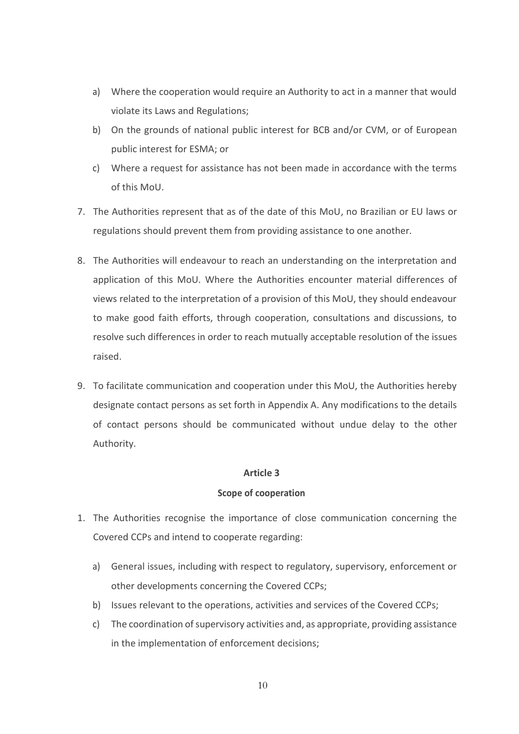a) Where the cooperation would require an Authority to act in a manner that would violate its Laws and Regulations;
b) On the grounds of national public interest for BCB and/or CVM, or of European public interest for ESMA; or
c) Where a request for assistance has not been made in accordance with the terms of this MoU.

7. The Authorities represent that as of the date of this MoU, no Brazilian or EU laws or regulations should prevent them from providing assistance to one another.

8. The Authorities will endeavour to reach an understanding on the interpretation and application of this MoU. Where the Authorities encounter material differences of views related to the interpretation of a provision of this MoU, they should endeavour to make good faith efforts, through cooperation, consultations and discussions, to resolve such differences in order to reach mutually acceptable resolution of the issues raised.

9. To facilitate communication and cooperation under this MoU, the Authorities hereby designate contact persons as set forth in Appendix A. Any modifications to the details of contact persons should be communicated without undue delay to the other Authority.

**Article 3**

**Scope of cooperation**

1. The Authorities recognise the importance of close communication concerning the Covered CCPs and intend to cooperate regarding:

   a) General issues, including with respect to regulatory, supervisory, enforcement or other developments concerning the Covered CCPs;
   b) Issues relevant to the operations, activities and services of the Covered CCPs;
   c) The coordination of supervisory activities and, as appropriate, providing assistance in the implementation of enforcement decisions;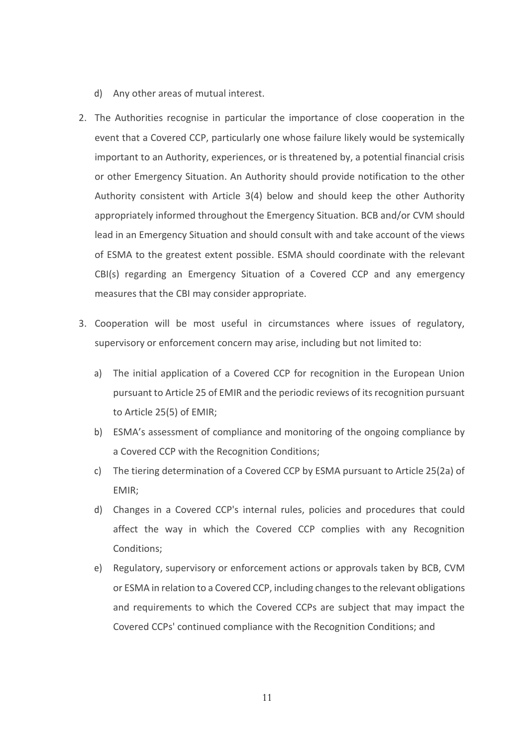d) Any other areas of mutual interest.

2. The Authorities recognise in particular the importance of close cooperation in the event that a Covered CCP, particularly one whose failure likely would be systemically important to an Authority, experiences, or is threatened by, a potential financial crisis or other Emergency Situation. An Authority should provide notification to the other Authority consistent with Article 3(4) below and should keep the other Authority appropriately informed throughout the Emergency Situation. BCB and/or CVM should lead in an Emergency Situation and should consult with and take account of the views of ESMA to the greatest extent possible. ESMA should coordinate with the relevant CBI(s) regarding an Emergency Situation of a Covered CCP and any emergency measures that the CBI may consider appropriate.

3. Cooperation will be most useful in circumstances where issues of regulatory, supervisory or enforcement concern may arise, including but not limited to:

   a) The initial application of a Covered CCP for recognition in the European Union pursuant to Article 25 of EMIR and the periodic reviews of its recognition pursuant to Article 25(5) of EMIR;

   b) ESMA's assessment of compliance and monitoring of the ongoing compliance by a Covered CCP with the Recognition Conditions;

   c) The tiering determination of a Covered CCP by ESMA pursuant to Article 25(2a) of EMIR;

   d) Changes in a Covered CCP's internal rules, policies and procedures that could affect the way in which the Covered CCP complies with any Recognition Conditions;

   e) Regulatory, supervisory or enforcement actions or approvals taken by BCB, CVM or ESMA in relation to a Covered CCP, including changes to the relevant obligations and requirements to which the Covered CCPs are subject that may impact the Covered CCPs' continued compliance with the Recognition Conditions; and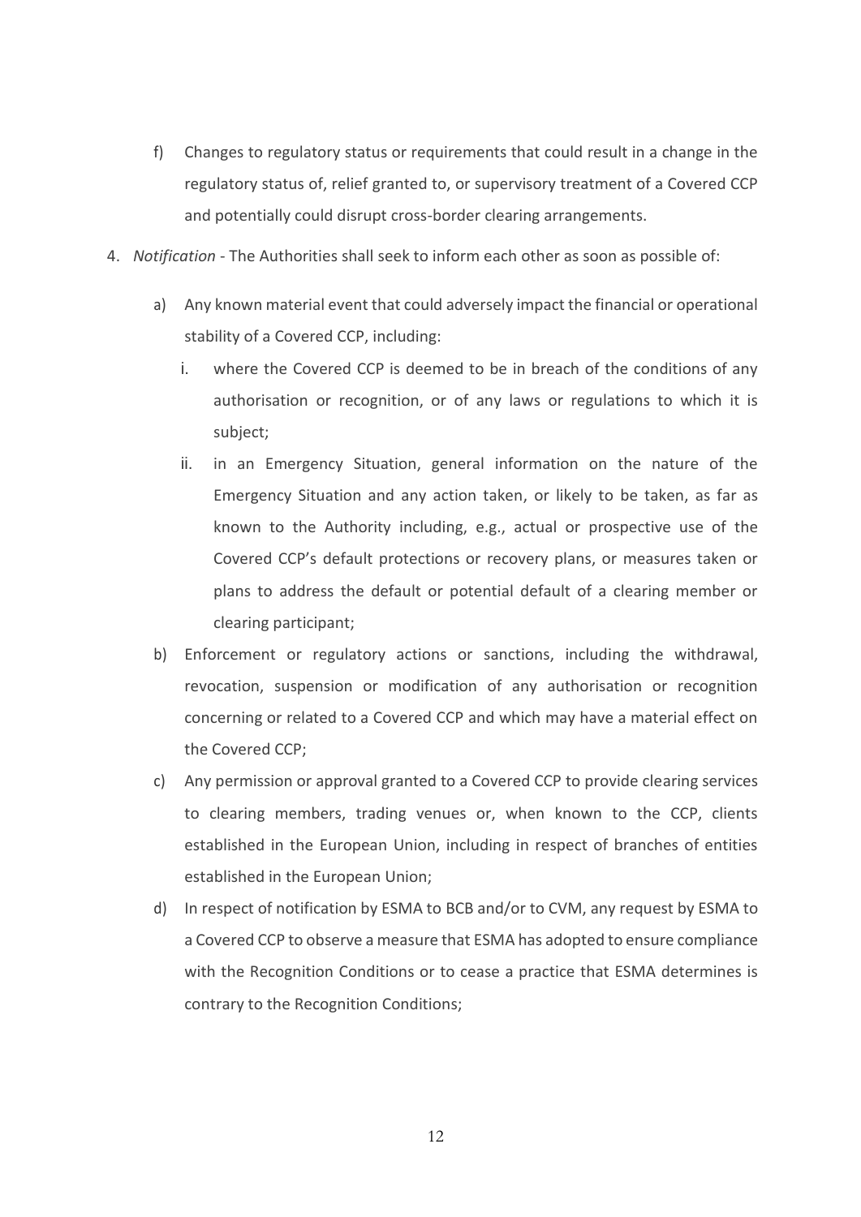f) Changes to regulatory status or requirements that could result in a change in the regulatory status of, relief granted to, or supervisory treatment of a Covered CCP and potentially could disrupt cross-border clearing arrangements.

4. *Notification* - The Authorities shall seek to inform each other as soon as possible of:

   a) Any known material event that could adversely impact the financial or operational stability of a Covered CCP, including:

      i. where the Covered CCP is deemed to be in breach of the conditions of any authorisation or recognition, or of any laws or regulations to which it is subject;

      ii. in an Emergency Situation, general information on the nature of the Emergency Situation and any action taken, or likely to be taken, as far as known to the Authority including, e.g., actual or prospective use of the Covered CCP's default protections or recovery plans, or measures taken or plans to address the default or potential default of a clearing member or clearing participant;

   b) Enforcement or regulatory actions or sanctions, including the withdrawal, revocation, suspension or modification of any authorisation or recognition concerning or related to a Covered CCP and which may have a material effect on the Covered CCP;

   c) Any permission or approval granted to a Covered CCP to provide clearing services to clearing members, trading venues or, when known to the CCP, clients established in the European Union, including in respect of branches of entities established in the European Union;

   d) In respect of notification by ESMA to BCB and/or to CVM, any request by ESMA to a Covered CCP to observe a measure that ESMA has adopted to ensure compliance with the Recognition Conditions or to cease a practice that ESMA determines is contrary to the Recognition Conditions;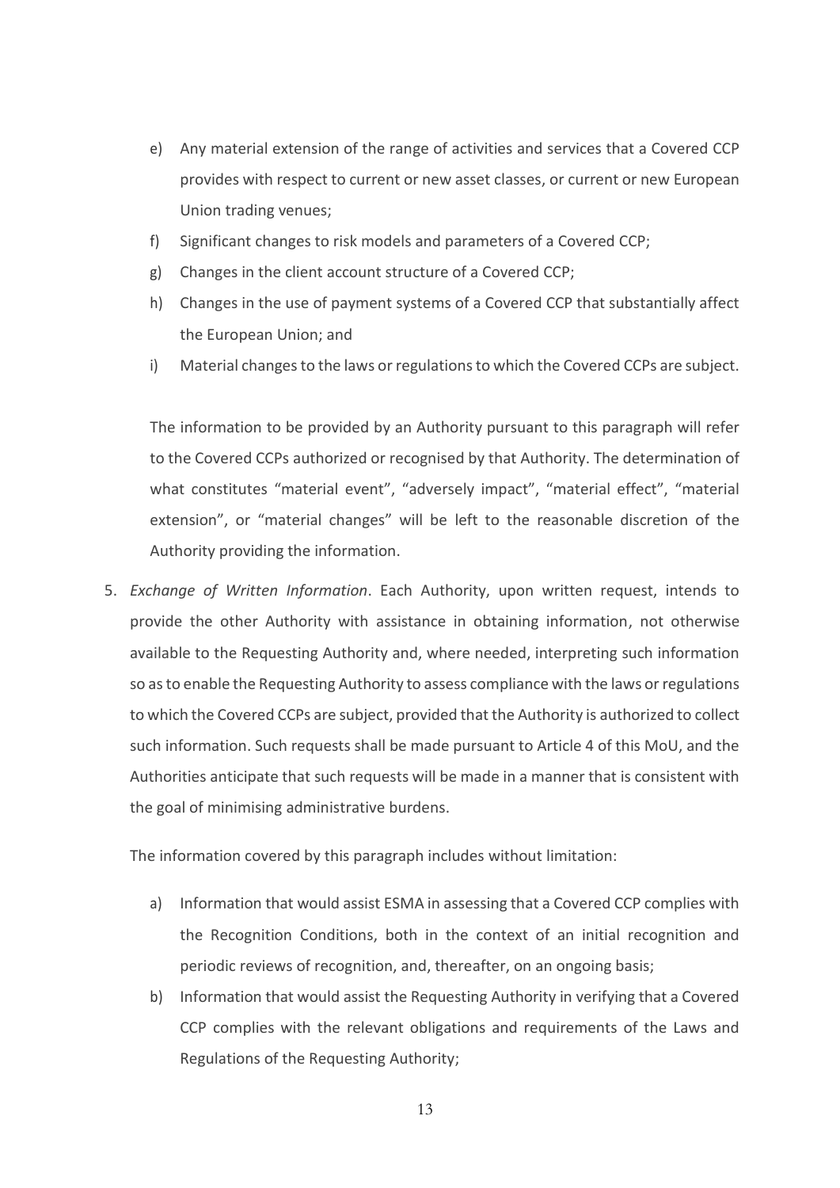e) Any material extension of the range of activities and services that a Covered CCP provides with respect to current or new asset classes, or current or new European Union trading venues;

f) Significant changes to risk models and parameters of a Covered CCP;

g) Changes in the client account structure of a Covered CCP;

h) Changes in the use of payment systems of a Covered CCP that substantially affect the European Union; and

i) Material changes to the laws or regulations to which the Covered CCPs are subject.

The information to be provided by an Authority pursuant to this paragraph will refer to the Covered CCPs authorized or recognised by that Authority. The determination of what constitutes "material event", "adversely impact", "material effect", "material extension", or "material changes" will be left to the reasonable discretion of the Authority providing the information.

5. *Exchange of Written Information*. Each Authority, upon written request, intends to provide the other Authority with assistance in obtaining information, not otherwise available to the Requesting Authority and, where needed, interpreting such information so as to enable the Requesting Authority to assess compliance with the laws or regulations to which the Covered CCPs are subject, provided that the Authority is authorized to collect such information. Such requests shall be made pursuant to Article 4 of this MoU, and the Authorities anticipate that such requests will be made in a manner that is consistent with the goal of minimising administrative burdens.

   The information covered by this paragraph includes without limitation:

   a) Information that would assist ESMA in assessing that a Covered CCP complies with the Recognition Conditions, both in the context of an initial recognition and periodic reviews of recognition, and, thereafter, on an ongoing basis;

   b) Information that would assist the Requesting Authority in verifying that a Covered CCP complies with the relevant obligations and requirements of the Laws and Regulations of the Requesting Authority;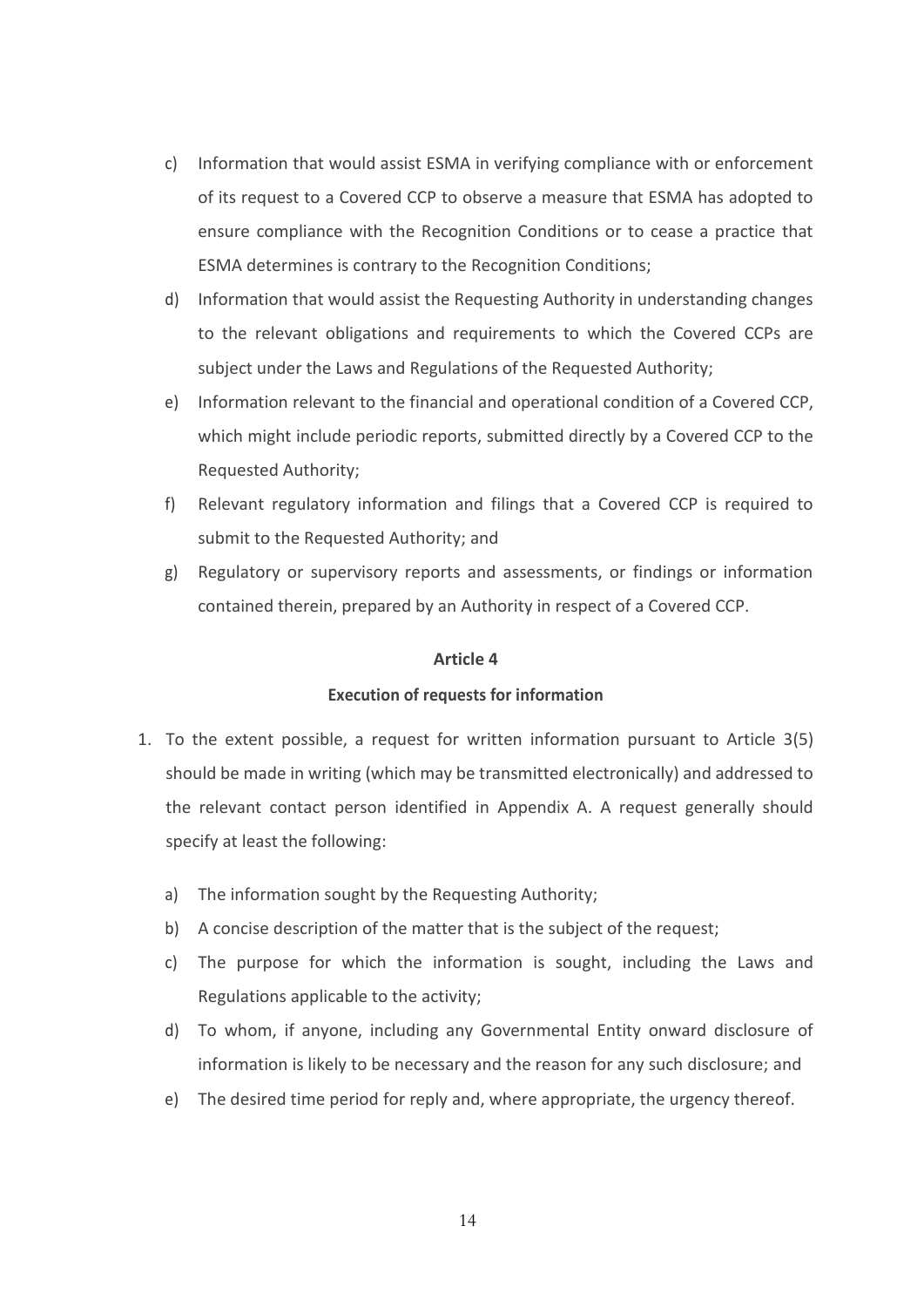c) Information that would assist ESMA in verifying compliance with or enforcement of its request to a Covered CCP to observe a measure that ESMA has adopted to ensure compliance with the Recognition Conditions or to cease a practice that ESMA determines is contrary to the Recognition Conditions;

d) Information that would assist the Requesting Authority in understanding changes to the relevant obligations and requirements to which the Covered CCPs are subject under the Laws and Regulations of the Requested Authority;

e) Information relevant to the financial and operational condition of a Covered CCP, which might include periodic reports, submitted directly by a Covered CCP to the Requested Authority;

f) Relevant regulatory information and filings that a Covered CCP is required to submit to the Requested Authority; and

g) Regulatory or supervisory reports and assessments, or findings or information contained therein, prepared by an Authority in respect of a Covered CCP.

### Article 4

### Execution of requests for information

1. To the extent possible, a request for written information pursuant to Article 3(5) should be made in writing (which may be transmitted electronically) and addressed to the relevant contact person identified in Appendix A. A request generally should specify at least the following:

   a) The information sought by the Requesting Authority;

   b) A concise description of the matter that is the subject of the request;

   c) The purpose for which the information is sought, including the Laws and Regulations applicable to the activity;

   d) To whom, if anyone, including any Governmental Entity onward disclosure of information is likely to be necessary and the reason for any such disclosure; and

   e) The desired time period for reply and, where appropriate, the urgency thereof.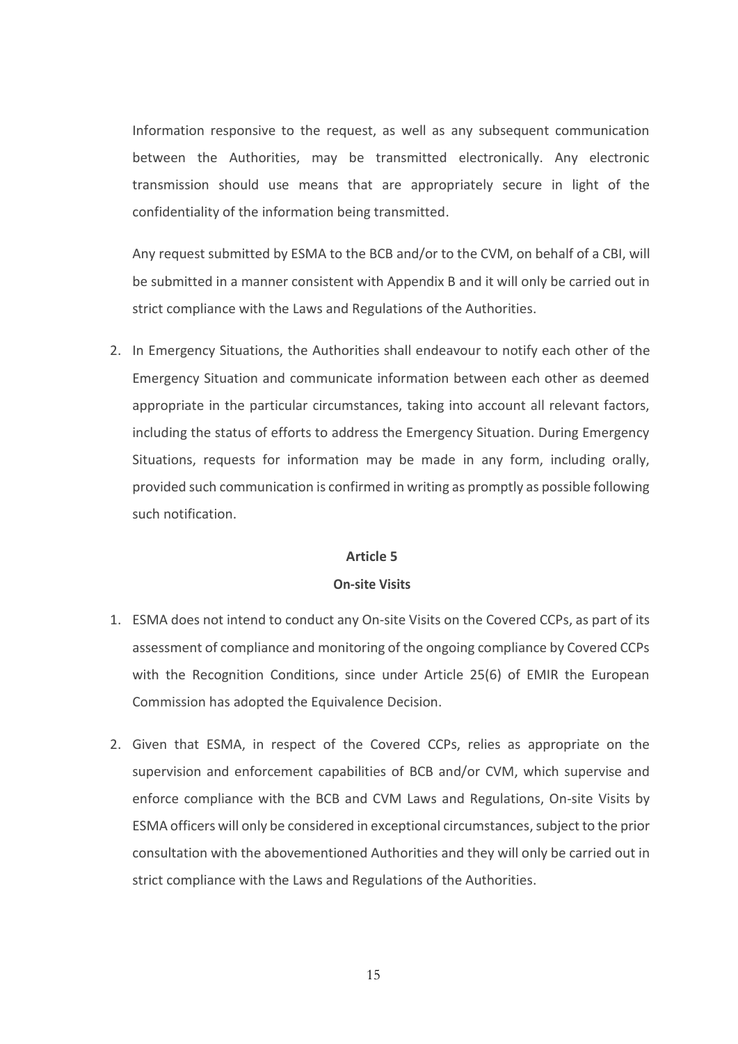Information responsive to the request, as well as any subsequent communication between the Authorities, may be transmitted electronically. Any electronic transmission should use means that are appropriately secure in light of the confidentiality of the information being transmitted.

Any request submitted by ESMA to the BCB and/or to the CVM, on behalf of a CBI, will be submitted in a manner consistent with Appendix B and it will only be carried out in strict compliance with the Laws and Regulations of the Authorities.

2. In Emergency Situations, the Authorities shall endeavour to notify each other of the Emergency Situation and communicate information between each other as deemed appropriate in the particular circumstances, taking into account all relevant factors, including the status of efforts to address the Emergency Situation. During Emergency Situations, requests for information may be made in any form, including orally, provided such communication is confirmed in writing as promptly as possible following such notification.

## Article 5

## On-site Visits

1. ESMA does not intend to conduct any On-site Visits on the Covered CCPs, as part of its assessment of compliance and monitoring of the ongoing compliance by Covered CCPs with the Recognition Conditions, since under Article 25(6) of EMIR the European Commission has adopted the Equivalence Decision.

2. Given that ESMA, in respect of the Covered CCPs, relies as appropriate on the supervision and enforcement capabilities of BCB and/or CVM, which supervise and enforce compliance with the BCB and CVM Laws and Regulations, On-site Visits by ESMA officers will only be considered in exceptional circumstances, subject to the prior consultation with the abovementioned Authorities and they will only be carried out in strict compliance with the Laws and Regulations of the Authorities.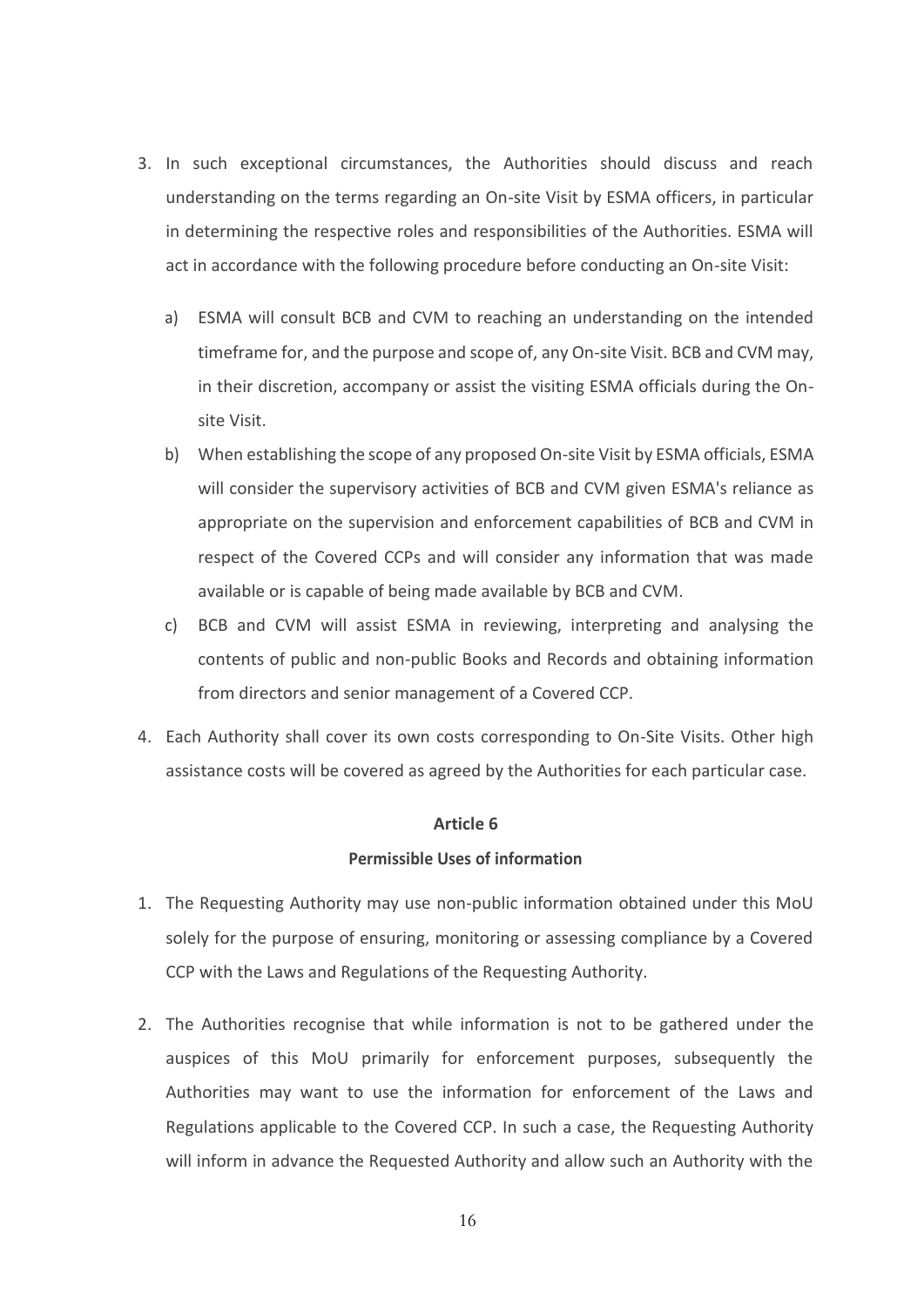3. In such exceptional circumstances, the Authorities should discuss and reach understanding on the terms regarding an On-site Visit by ESMA officers, in particular in determining the respective roles and responsibilities of the Authorities. ESMA will act in accordance with the following procedure before conducting an On-site Visit:

   a) ESMA will consult BCB and CVM to reaching an understanding on the intended timeframe for, and the purpose and scope of, any On-site Visit. BCB and CVM may, in their discretion, accompany or assist the visiting ESMA officials during the On-site Visit.

   b) When establishing the scope of any proposed On-site Visit by ESMA officials, ESMA will consider the supervisory activities of BCB and CVM given ESMA's reliance as appropriate on the supervision and enforcement capabilities of BCB and CVM in respect of the Covered CCPs and will consider any information that was made available or is capable of being made available by BCB and CVM.

   c) BCB and CVM will assist ESMA in reviewing, interpreting and analysing the contents of public and non-public Books and Records and obtaining information from directors and senior management of a Covered CCP.

4. Each Authority shall cover its own costs corresponding to On-Site Visits. Other high assistance costs will be covered as agreed by the Authorities for each particular case.

**Article 6**

**Permissible Uses of information**

1. The Requesting Authority may use non-public information obtained under this MoU solely for the purpose of ensuring, monitoring or assessing compliance by a Covered CCP with the Laws and Regulations of the Requesting Authority.

2. The Authorities recognise that while information is not to be gathered under the auspices of this MoU primarily for enforcement purposes, subsequently the Authorities may want to use the information for enforcement of the Laws and Regulations applicable to the Covered CCP. In such a case, the Requesting Authority will inform in advance the Requested Authority and allow such an Authority with the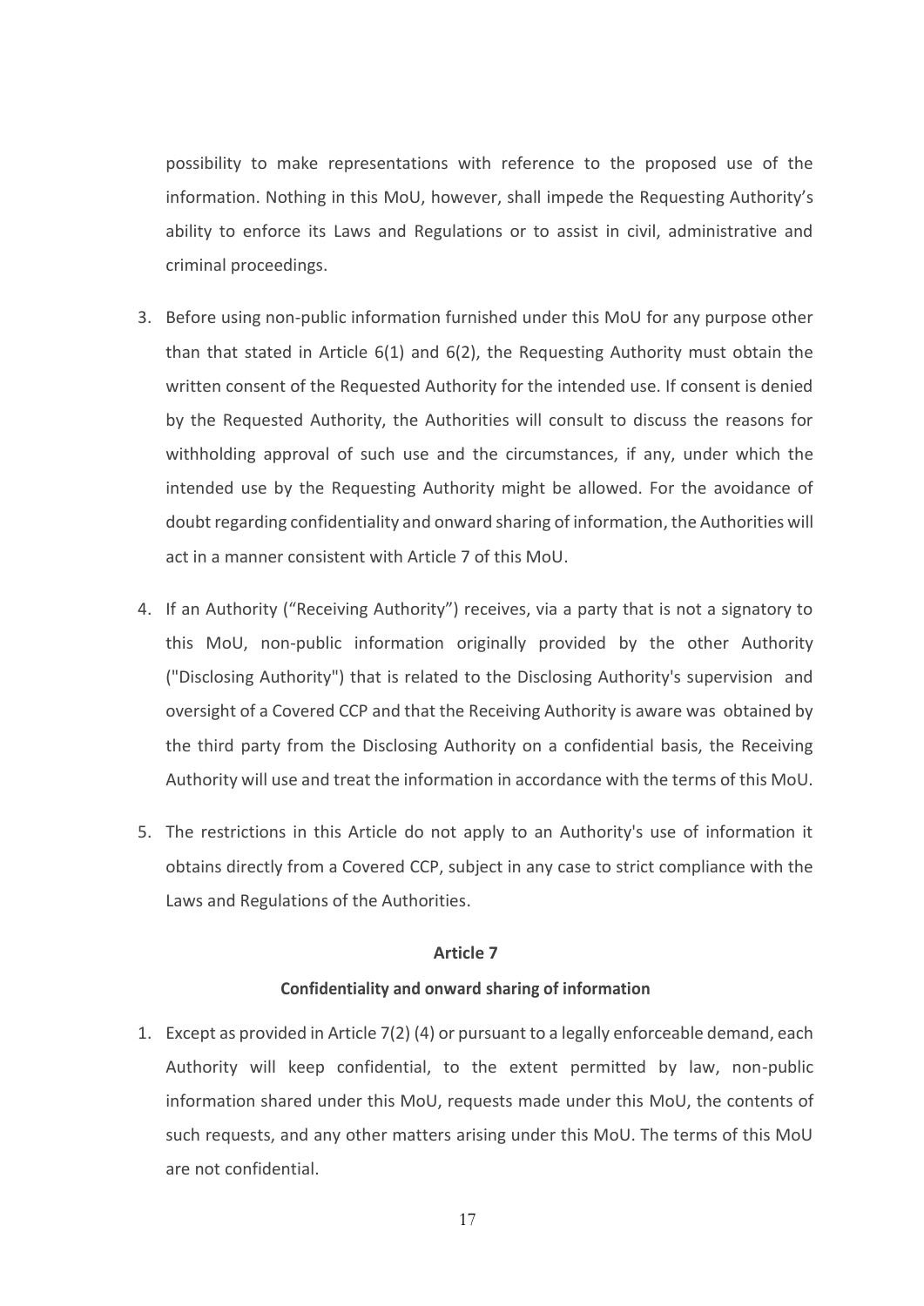possibility to make representations with reference to the proposed use of the information. Nothing in this MoU, however, shall impede the Requesting Authority's ability to enforce its Laws and Regulations or to assist in civil, administrative and criminal proceedings.

3. Before using non-public information furnished under this MoU for any purpose other than that stated in Article 6(1) and 6(2), the Requesting Authority must obtain the written consent of the Requested Authority for the intended use. If consent is denied by the Requested Authority, the Authorities will consult to discuss the reasons for withholding approval of such use and the circumstances, if any, under which the intended use by the Requesting Authority might be allowed. For the avoidance of doubt regarding confidentiality and onward sharing of information, the Authorities will act in a manner consistent with Article 7 of this MoU.

4. If an Authority ("Receiving Authority") receives, via a party that is not a signatory to this MoU, non-public information originally provided by the other Authority ("Disclosing Authority") that is related to the Disclosing Authority's supervision and oversight of a Covered CCP and that the Receiving Authority is aware was obtained by the third party from the Disclosing Authority on a confidential basis, the Receiving Authority will use and treat the information in accordance with the terms of this MoU.

5. The restrictions in this Article do not apply to an Authority's use of information it obtains directly from a Covered CCP, subject in any case to strict compliance with the Laws and Regulations of the Authorities.

**Article 7**

**Confidentiality and onward sharing of information**

1. Except as provided in Article 7(2) (4) or pursuant to a legally enforceable demand, each Authority will keep confidential, to the extent permitted by law, non-public information shared under this MoU, requests made under this MoU, the contents of such requests, and any other matters arising under this MoU. The terms of this MoU are not confidential.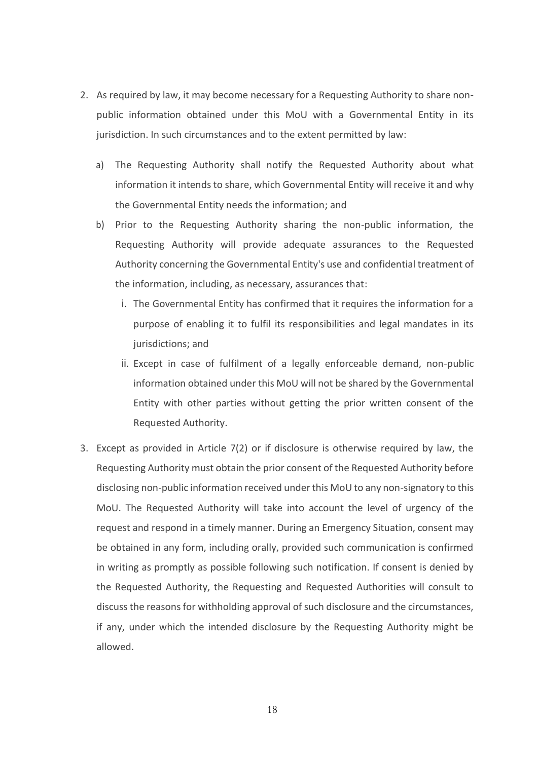2. As required by law, it may become necessary for a Requesting Authority to share non-public information obtained under this MoU with a Governmental Entity in its jurisdiction. In such circumstances and to the extent permitted by law:

   a) The Requesting Authority shall notify the Requested Authority about what information it intends to share, which Governmental Entity will receive it and why the Governmental Entity needs the information; and

   b) Prior to the Requesting Authority sharing the non-public information, the Requesting Authority will provide adequate assurances to the Requested Authority concerning the Governmental Entity's use and confidential treatment of the information, including, as necessary, assurances that:

      i. The Governmental Entity has confirmed that it requires the information for a purpose of enabling it to fulfil its responsibilities and legal mandates in its jurisdictions; and

      ii. Except in case of fulfilment of a legally enforceable demand, non-public information obtained under this MoU will not be shared by the Governmental Entity with other parties without getting the prior written consent of the Requested Authority.

3. Except as provided in Article 7(2) or if disclosure is otherwise required by law, the Requesting Authority must obtain the prior consent of the Requested Authority before disclosing non-public information received under this MoU to any non-signatory to this MoU. The Requested Authority will take into account the level of urgency of the request and respond in a timely manner. During an Emergency Situation, consent may be obtained in any form, including orally, provided such communication is confirmed in writing as promptly as possible following such notification. If consent is denied by the Requested Authority, the Requesting and Requested Authorities will consult to discuss the reasons for withholding approval of such disclosure and the circumstances, if any, under which the intended disclosure by the Requesting Authority might be allowed.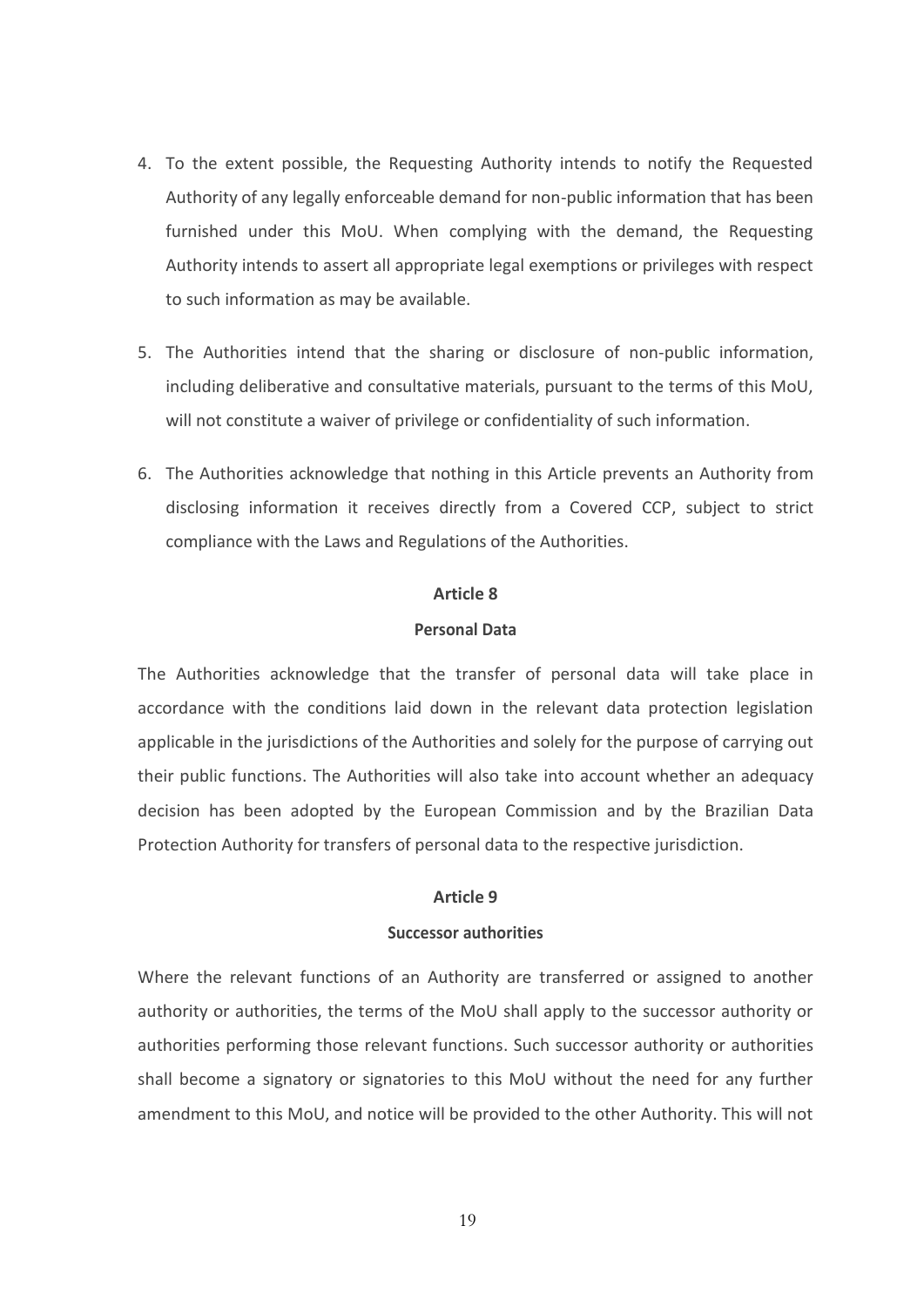4. To the extent possible, the Requesting Authority intends to notify the Requested Authority of any legally enforceable demand for non-public information that has been furnished under this MoU. When complying with the demand, the Requesting Authority intends to assert all appropriate legal exemptions or privileges with respect to such information as may be available.

5. The Authorities intend that the sharing or disclosure of non-public information, including deliberative and consultative materials, pursuant to the terms of this MoU, will not constitute a waiver of privilege or confidentiality of such information.

6. The Authorities acknowledge that nothing in this Article prevents an Authority from disclosing information it receives directly from a Covered CCP, subject to strict compliance with the Laws and Regulations of the Authorities.

## Article 8

### Personal Data

The Authorities acknowledge that the transfer of personal data will take place in accordance with the conditions laid down in the relevant data protection legislation applicable in the jurisdictions of the Authorities and solely for the purpose of carrying out their public functions. The Authorities will also take into account whether an adequacy decision has been adopted by the European Commission and by the Brazilian Data Protection Authority for transfers of personal data to the respective jurisdiction.

## Article 9

### Successor authorities

Where the relevant functions of an Authority are transferred or assigned to another authority or authorities, the terms of the MoU shall apply to the successor authority or authorities performing those relevant functions. Such successor authority or authorities shall become a signatory or signatories to this MoU without the need for any further amendment to this MoU, and notice will be provided to the other Authority. This will not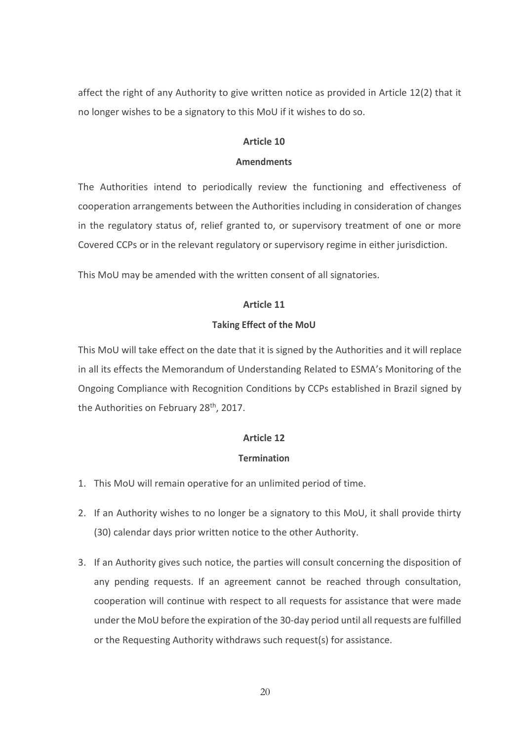affect the right of any Authority to give written notice as provided in Article 12(2) that it no longer wishes to be a signatory to this MoU if it wishes to do so.

## Article 10

### Amendments

The Authorities intend to periodically review the functioning and effectiveness of cooperation arrangements between the Authorities including in consideration of changes in the regulatory status of, relief granted to, or supervisory treatment of one or more Covered CCPs or in the relevant regulatory or supervisory regime in either jurisdiction.

This MoU may be amended with the written consent of all signatories.

## Article 11

### Taking Effect of the MoU

This MoU will take effect on the date that it is signed by the Authorities and it will replace in all its effects the Memorandum of Understanding Related to ESMA's Monitoring of the Ongoing Compliance with Recognition Conditions by CCPs established in Brazil signed by the Authorities on February 28th, 2017.

## Article 12

### Termination

1. This MoU will remain operative for an unlimited period of time.
2. If an Authority wishes to no longer be a signatory to this MoU, it shall provide thirty (30) calendar days prior written notice to the other Authority.
3. If an Authority gives such notice, the parties will consult concerning the disposition of any pending requests. If an agreement cannot be reached through consultation, cooperation will continue with respect to all requests for assistance that were made under the MoU before the expiration of the 30-day period until all requests are fulfilled or the Requesting Authority withdraws such request(s) for assistance.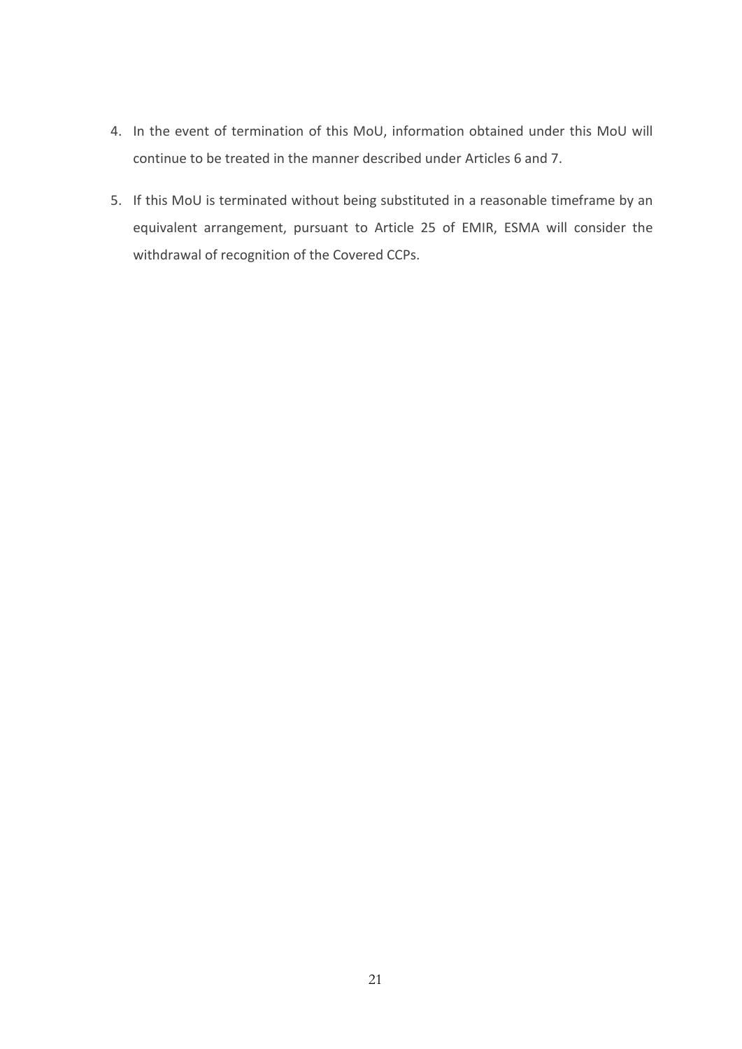4. In the event of termination of this MoU, information obtained under this MoU will continue to be treated in the manner described under Articles 6 and 7.

5. If this MoU is terminated without being substituted in a reasonable timeframe by an equivalent arrangement, pursuant to Article 25 of EMIR, ESMA will consider the withdrawal of recognition of the Covered CCPs.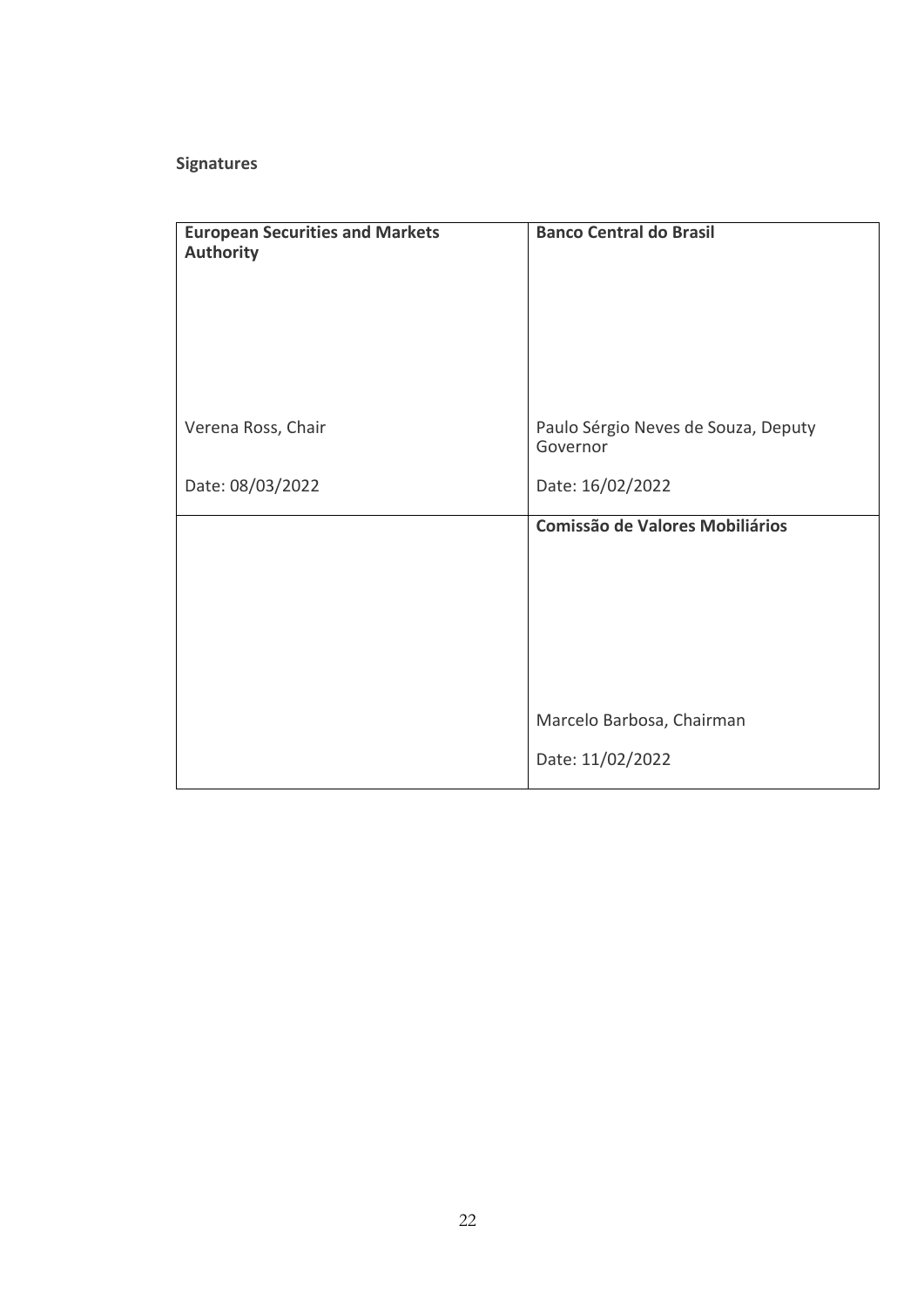**Signatures**

| **European Securities and Markets Authority** | **Banco Central do Brasil** |
| --- | --- |
| Verena Ross, Chair<br><br>Date: 08/03/2022 | Paulo Sérgio Neves de Souza, Deputy Governor<br><br>Date: 16/02/2022 |
| | **Comissão de Valores Mobiliários**<br><br>Marcelo Barbosa, Chairman<br><br>Date: 11/02/2022 |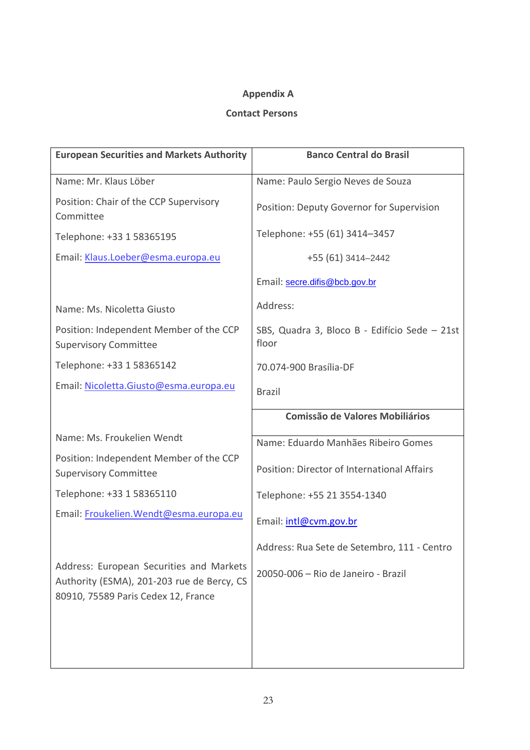**Appendix A**

**Contact Persons**

| European Securities and Markets Authority | Banco Central do Brasil |
|---|---|
| Name: Mr. Klaus Löber<br><br>Position: Chair of the CCP Supervisory Committee<br><br>Telephone: +33 1 58365195<br><br>Email: Klaus.Loeber@esma.europa.eu<br><br>Name: Ms. Nicoletta Giusto<br><br>Position: Independent Member of the CCP Supervisory Committee<br><br>Telephone: +33 1 58365142<br><br>Email: Nicoletta.Giusto@esma.europa.eu<br><br>Name: Ms. Froukelien Wendt<br><br>Position: Independent Member of the CCP Supervisory Committee<br><br>Telephone: +33 1 58365110<br><br>Email: Froukelien.Wendt@esma.europa.eu<br><br>Address: European Securities and Markets Authority (ESMA), 201-203 rue de Bercy, CS 80910, 75589 Paris Cedex 12, France | Name: Paulo Sergio Neves de Souza<br><br>Position: Deputy Governor for Supervision<br><br>Telephone: +55 (61) 3414–3457<br><br>+55 (61) 3414–2442<br><br>Email: secre.difis@bcb.gov.br<br><br>Address:<br><br>SBS, Quadra 3, Bloco B - Edifício Sede – 21st floor<br><br>70.074-900 Brasília-DF<br><br>Brazil<br><br>**Comissão de Valores Mobiliários**<br><br>Name: Eduardo Manhães Ribeiro Gomes<br><br>Position: Director of International Affairs<br><br>Telephone: +55 21 3554-1340<br><br>Email: intl@cvm.gov.br<br><br>Address: Rua Sete de Setembro, 111 - Centro<br><br>20050-006 – Rio de Janeiro - Brazil |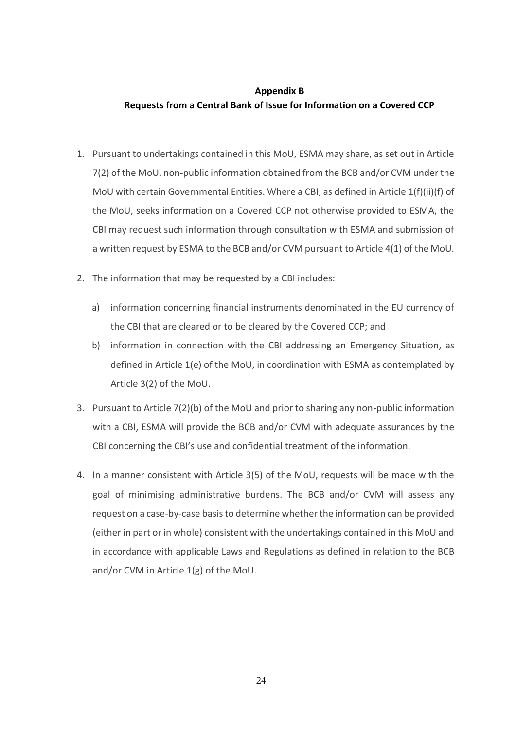## Appendix B
## Requests from a Central Bank of Issue for Information on a Covered CCP

1. Pursuant to undertakings contained in this MoU, ESMA may share, as set out in Article 7(2) of the MoU, non-public information obtained from the BCB and/or CVM under the MoU with certain Governmental Entities. Where a CBI, as defined in Article 1(f)(ii)(f) of the MoU, seeks information on a Covered CCP not otherwise provided to ESMA, the CBI may request such information through consultation with ESMA and submission of a written request by ESMA to the BCB and/or CVM pursuant to Article 4(1) of the MoU.

2. The information that may be requested by a CBI includes:

   a) information concerning financial instruments denominated in the EU currency of the CBI that are cleared or to be cleared by the Covered CCP; and

   b) information in connection with the CBI addressing an Emergency Situation, as defined in Article 1(e) of the MoU, in coordination with ESMA as contemplated by Article 3(2) of the MoU.

3. Pursuant to Article 7(2)(b) of the MoU and prior to sharing any non-public information with a CBI, ESMA will provide the BCB and/or CVM with adequate assurances by the CBI concerning the CBI's use and confidential treatment of the information.

4. In a manner consistent with Article 3(5) of the MoU, requests will be made with the goal of minimising administrative burdens. The BCB and/or CVM will assess any request on a case-by-case basis to determine whether the information can be provided (either in part or in whole) consistent with the undertakings contained in this MoU and in accordance with applicable Laws and Regulations as defined in relation to the BCB and/or CVM in Article 1(g) of the MoU.